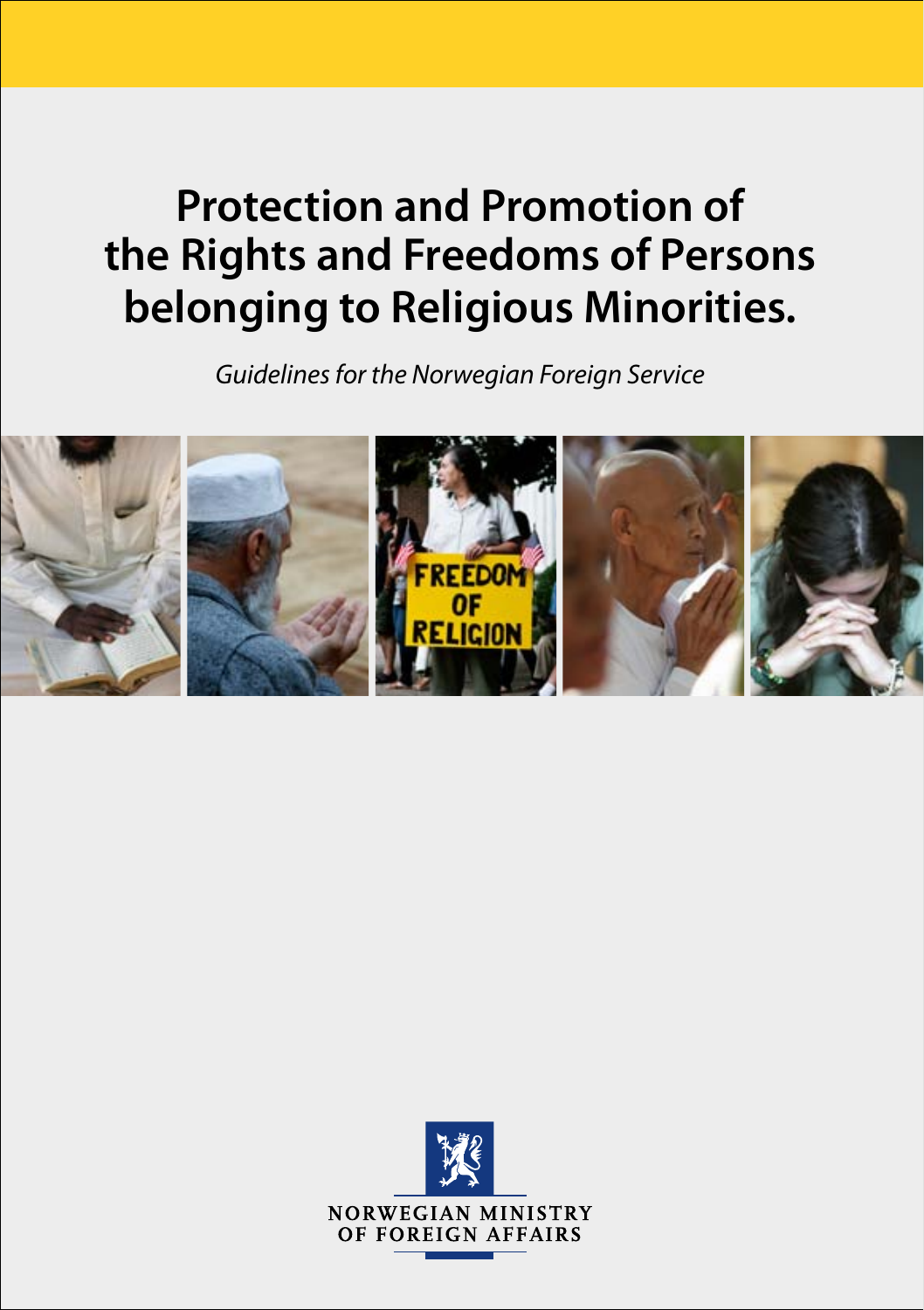# Protection and Promotion of the Rights and Freedoms of Persons belonging to Religious Minorities.

*Guidelines for the Norwegian Foreign Service*

NORWEGIAN MINISTRY OF FOREIGN AFFAIRS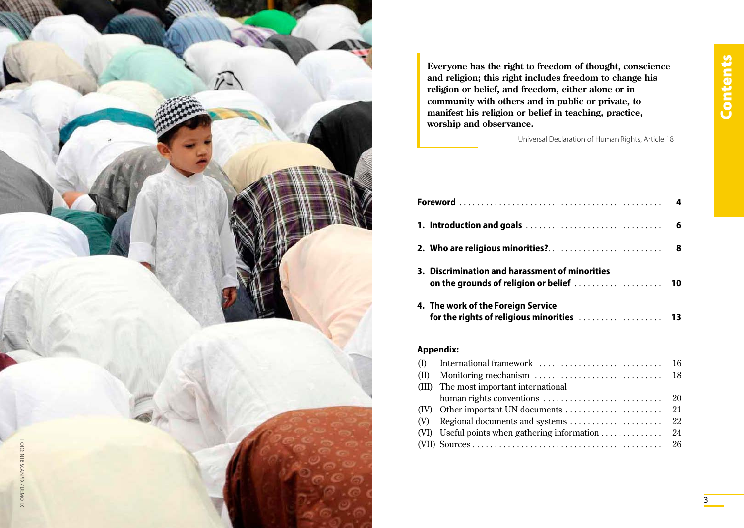> **Everyone has the right to freedom of thought, conscience and religion; this right includes freedom to change his religion or belief, and freedom, either alone or in community with others and in public or private, to manifest his religion or belief in teaching, practice, worship and observance.**
>
> Universal Declaration of Human Rights, Article 18

FOTO: NTB SCANPIX / DEMOTIX

# Contents

| | |
|---|---|
| **Foreword** | **4** |
| **1. Introduction and goals** | **6** |
| **2. Who are religious minorities?** | **8** |
| **3. Discrimination and harassment of minorities on the grounds of religion or belief** | **10** |
| **4. The work of the Foreign Service for the rights of religious minorities** | **13** |

**Appendix:**

| | | |
|---|---|---|
| (I) | International framework | 16 |
| (II) | Monitoring mechanism | 18 |
| (III) | The most important international human rights conventions | 20 |
| (IV) | Other important UN documents | 21 |
| (V) | Regional documents and systems | 22 |
| (VI) | Useful points when gathering information | 24 |
| (VII) | Sources | 26 |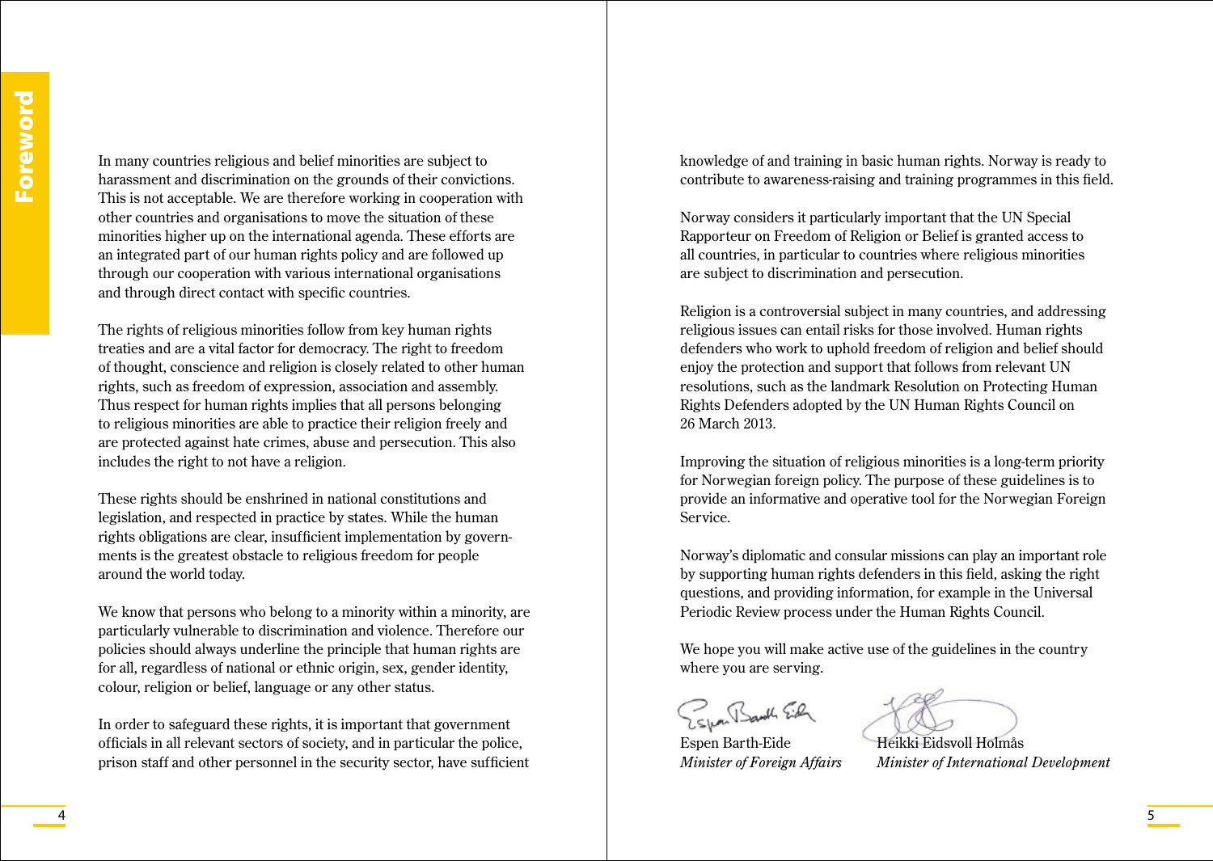# Foreword

In many countries religious and belief minorities are subject to harassment and discrimination on the grounds of their convictions. This is not acceptable. We are therefore working in cooperation with other countries and organisations to move the situation of these minorities higher up on the international agenda. These efforts are an integrated part of our human rights policy and are followed up through our cooperation with various international organisations and through direct contact with specific countries.

The rights of religious minorities follow from key human rights treaties and are a vital factor for democracy. The right to freedom of thought, conscience and religion is closely related to other human rights, such as freedom of expression, association and assembly. Thus respect for human rights implies that all persons belonging to religious minorities are able to practice their religion freely and are protected against hate crimes, abuse and persecution. This also includes the right to not have a religion.

These rights should be enshrined in national constitutions and legislation, and respected in practice by states. While the human rights obligations are clear, insufficient implementation by governments is the greatest obstacle to religious freedom for people around the world today.

We know that persons who belong to a minority within a minority, are particularly vulnerable to discrimination and violence. Therefore our policies should always underline the principle that human rights are for all, regardless of national or ethnic origin, sex, gender identity, colour, religion or belief, language or any other status.

In order to safeguard these rights, it is important that government officials in all relevant sectors of society, and in particular the police, prison staff and other personnel in the security sector, have sufficient knowledge of and training in basic human rights. Norway is ready to contribute to awareness-raising and training programmes in this field.

Norway considers it particularly important that the UN Special Rapporteur on Freedom of Religion or Belief is granted access to all countries, in particular to countries where religious minorities are subject to discrimination and persecution.

Religion is a controversial subject in many countries, and addressing religious issues can entail risks for those involved. Human rights defenders who work to uphold freedom of religion and belief should enjoy the protection and support that follows from relevant UN resolutions, such as the landmark Resolution on Protecting Human Rights Defenders adopted by the UN Human Rights Council on 26 March 2013.

Improving the situation of religious minorities is a long-term priority for Norwegian foreign policy. The purpose of these guidelines is to provide an informative and operative tool for the Norwegian Foreign Service.

Norway's diplomatic and consular missions can play an important role by supporting human rights defenders in this field, asking the right questions, and providing information, for example in the Universal Periodic Review process under the Human Rights Council.

We hope you will make active use of the guidelines in the country where you are serving.

Espen Barth-Eide
*Minister of Foreign Affairs*

Heikki Eidsvoll Holmås
*Minister of International Development*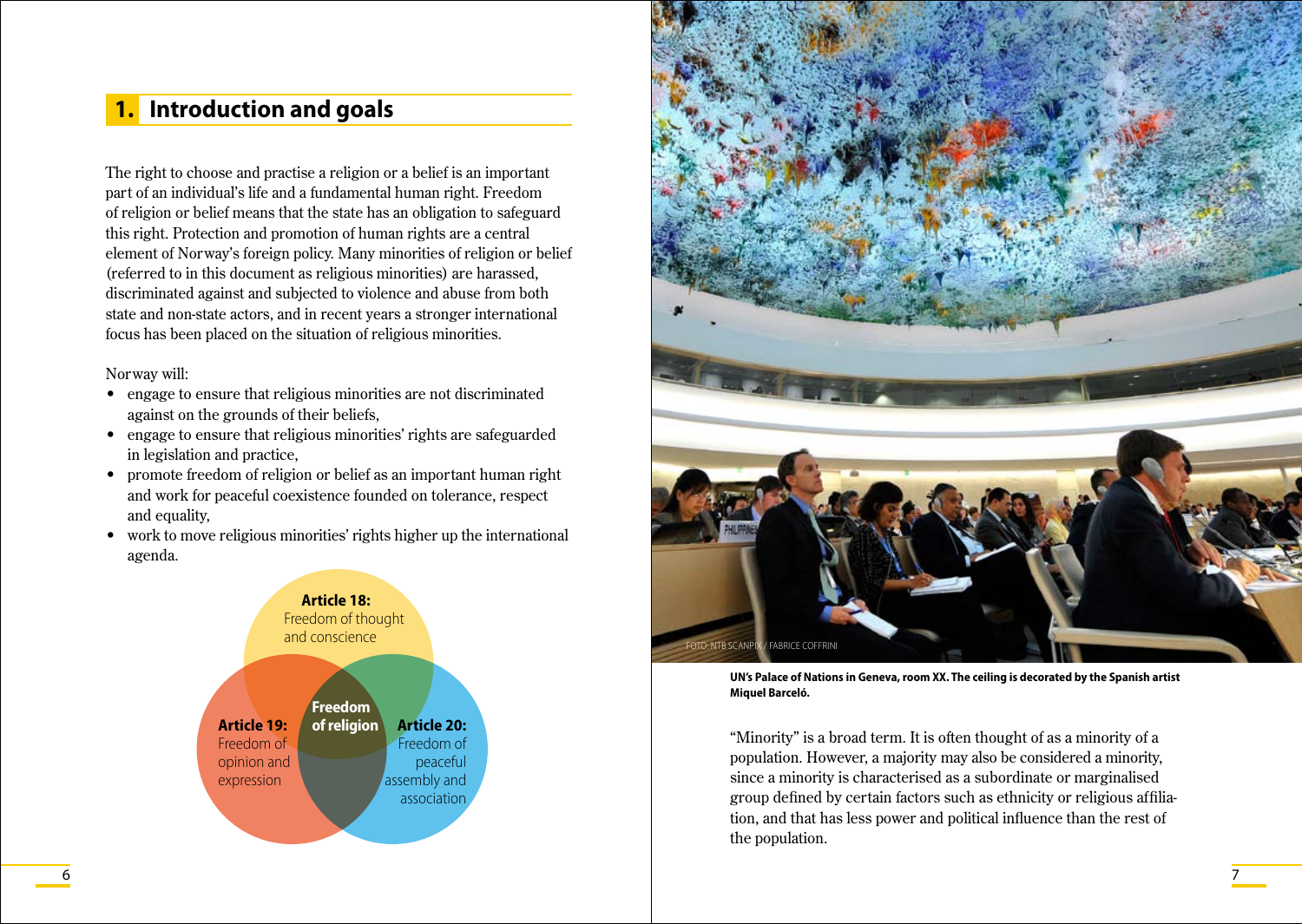## 1. Introduction and goals

The right to choose and practise a religion or a belief is an important part of an individual's life and a fundamental human right. Freedom of religion or belief means that the state has an obligation to safeguard this right. Protection and promotion of human rights are a central element of Norway's foreign policy. Many minorities of religion or belief (referred to in this document as religious minorities) are harassed, discriminated against and subjected to violence and abuse from both state and non-state actors, and in recent years a stronger international focus has been placed on the situation of religious minorities.

Norway will:

- engage to ensure that religious minorities are not discriminated against on the grounds of their beliefs,
- engage to ensure that religious minorities' rights are safeguarded in legislation and practice,
- promote freedom of religion or belief as an important human right and work for peaceful coexistence founded on tolerance, respect and equality,
- work to move religious minorities' rights higher up the international agenda.

**Article 18:** Freedom of thought and conscience

**Article 19:** Freedom of opinion and expression

**Freedom of religion**

**Article 20:** Freedom of peaceful assembly and association

FOTO: NTB SCANPIX / FABRICE COFFRINI

**UN's Palace of Nations in Geneva, room XX. The ceiling is decorated by the Spanish artist Miquel Barceló.**

"Minority" is a broad term. It is often thought of as a minority of a population. However, a majority may also be considered a minority, since a minority is characterised as a subordinate or marginalised group defined by certain factors such as ethnicity or religious affiliation, and that has less power and political influence than the rest of the population.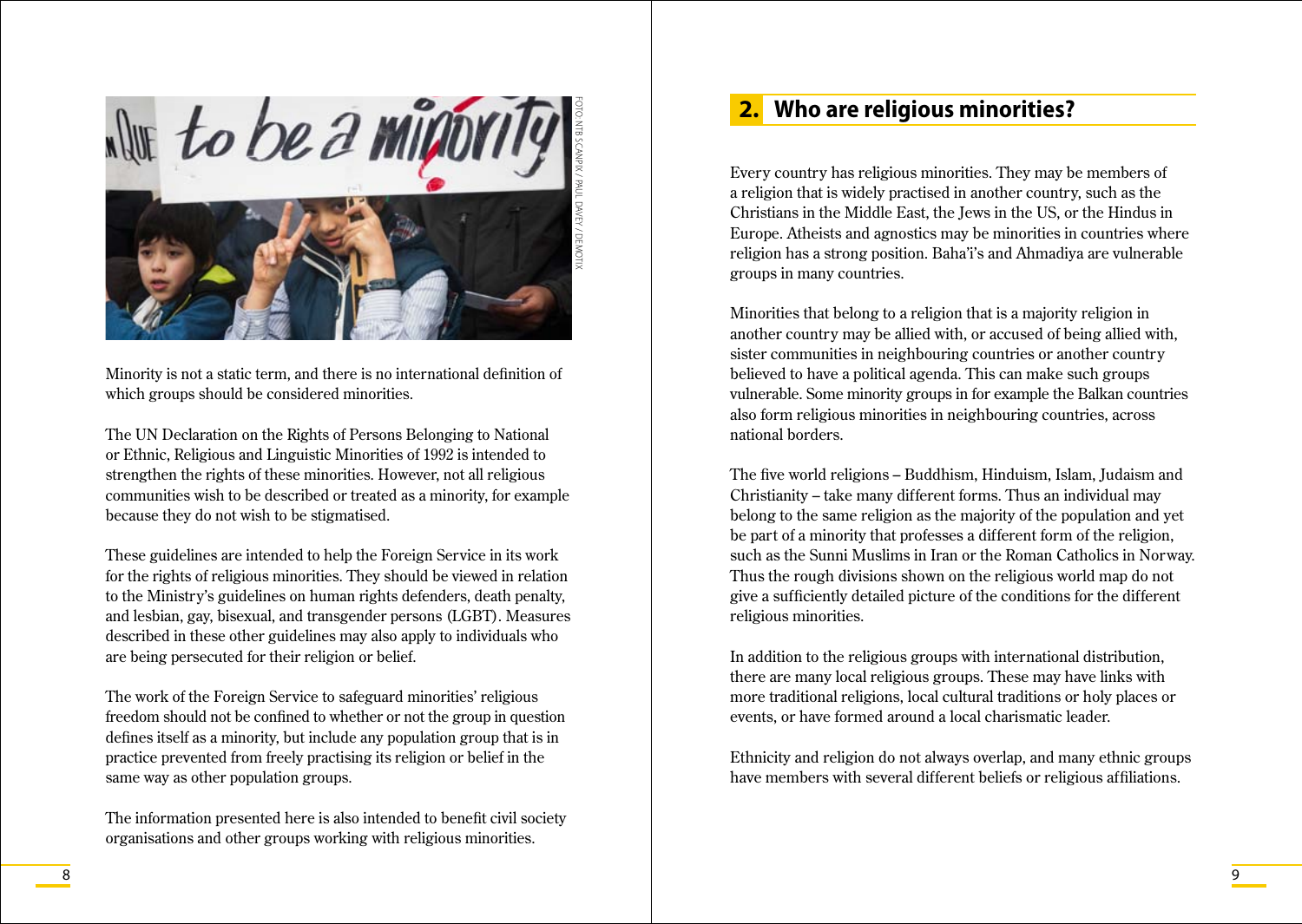Minority is not a static term, and there is no international definition of which groups should be considered minorities.

The UN Declaration on the Rights of Persons Belonging to National or Ethnic, Religious and Linguistic Minorities of 1992 is intended to strengthen the rights of these minorities. However, not all religious communities wish to be described or treated as a minority, for example because they do not wish to be stigmatised.

These guidelines are intended to help the Foreign Service in its work for the rights of religious minorities. They should be viewed in relation to the Ministry's guidelines on human rights defenders, death penalty, and lesbian, gay, bisexual, and transgender persons (LGBT). Measures described in these other guidelines may also apply to individuals who are being persecuted for their religion or belief.

The work of the Foreign Service to safeguard minorities' religious freedom should not be confined to whether or not the group in question defines itself as a minority, but include any population group that is in practice prevented from freely practising its religion or belief in the same way as other population groups.

The information presented here is also intended to benefit civil society organisations and other groups working with religious minorities.

## 2. Who are religious minorities?

Every country has religious minorities. They may be members of a religion that is widely practised in another country, such as the Christians in the Middle East, the Jews in the US, or the Hindus in Europe. Atheists and agnostics may be minorities in countries where religion has a strong position. Baha'i's and Ahmadiya are vulnerable groups in many countries.

Minorities that belong to a religion that is a majority religion in another country may be allied with, or accused of being allied with, sister communities in neighbouring countries or another country believed to have a political agenda. This can make such groups vulnerable. Some minority groups in for example the Balkan countries also form religious minorities in neighbouring countries, across national borders.

The five world religions – Buddhism, Hinduism, Islam, Judaism and Christianity – take many different forms. Thus an individual may belong to the same religion as the majority of the population and yet be part of a minority that professes a different form of the religion, such as the Sunni Muslims in Iran or the Roman Catholics in Norway. Thus the rough divisions shown on the religious world map do not give a sufficiently detailed picture of the conditions for the different religious minorities.

In addition to the religious groups with international distribution, there are many local religious groups. These may have links with more traditional religions, local cultural traditions or holy places or events, or have formed around a local charismatic leader.

Ethnicity and religion do not always overlap, and many ethnic groups have members with several different beliefs or religious affiliations.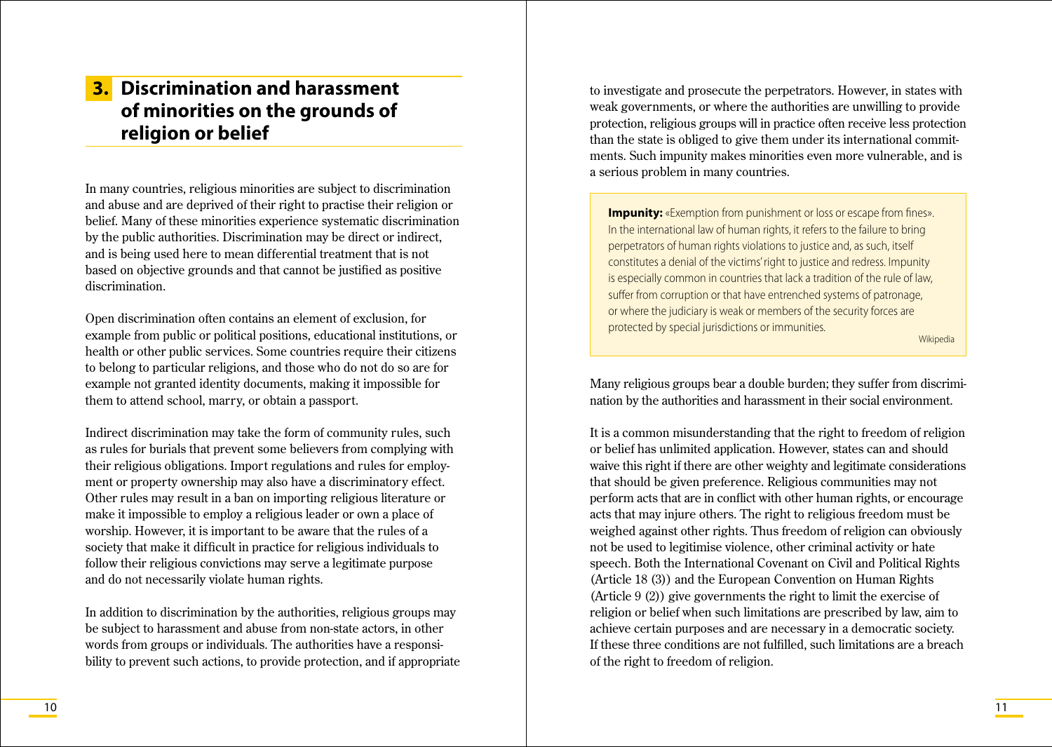## 3. Discrimination and harassment of minorities on the grounds of religion or belief

In many countries, religious minorities are subject to discrimination and abuse and are deprived of their right to practise their religion or belief. Many of these minorities experience systematic discrimination by the public authorities. Discrimination may be direct or indirect, and is being used here to mean differential treatment that is not based on objective grounds and that cannot be justified as positive discrimination.

Open discrimination often contains an element of exclusion, for example from public or political positions, educational institutions, or health or other public services. Some countries require their citizens to belong to particular religions, and those who do not do so are for example not granted identity documents, making it impossible for them to attend school, marry, or obtain a passport.

Indirect discrimination may take the form of community rules, such as rules for burials that prevent some believers from complying with their religious obligations. Import regulations and rules for employment or property ownership may also have a discriminatory effect. Other rules may result in a ban on importing religious literature or make it impossible to employ a religious leader or own a place of worship. However, it is important to be aware that the rules of a society that make it difficult in practice for religious individuals to follow their religious convictions may serve a legitimate purpose and do not necessarily violate human rights.

In addition to discrimination by the authorities, religious groups may be subject to harassment and abuse from non-state actors, in other words from groups or individuals. The authorities have a responsibility to prevent such actions, to provide protection, and if appropriate to investigate and prosecute the perpetrators. However, in states with weak governments, or where the authorities are unwilling to provide protection, religious groups will in practice often receive less protection than the state is obliged to give them under its international commitments. Such impunity makes minorities even more vulnerable, and is a serious problem in many countries.

> **Impunity:** «Exemption from punishment or loss or escape from fines». In the international law of human rights, it refers to the failure to bring perpetrators of human rights violations to justice and, as such, itself constitutes a denial of the victims' right to justice and redress. Impunity is especially common in countries that lack a tradition of the rule of law, suffer from corruption or that have entrenched systems of patronage, or where the judiciary is weak or members of the security forces are protected by special jurisdictions or immunities.
>
> Wikipedia

Many religious groups bear a double burden; they suffer from discrimination by the authorities and harassment in their social environment.

It is a common misunderstanding that the right to freedom of religion or belief has unlimited application. However, states can and should waive this right if there are other weighty and legitimate considerations that should be given preference. Religious communities may not perform acts that are in conflict with other human rights, or encourage acts that may injure others. The right to religious freedom must be weighed against other rights. Thus freedom of religion can obviously not be used to legitimise violence, other criminal activity or hate speech. Both the International Covenant on Civil and Political Rights (Article 18 (3)) and the European Convention on Human Rights (Article 9 (2)) give governments the right to limit the exercise of religion or belief when such limitations are prescribed by law, aim to achieve certain purposes and are necessary in a democratic society. If these three conditions are not fulfilled, such limitations are a breach of the right to freedom of religion.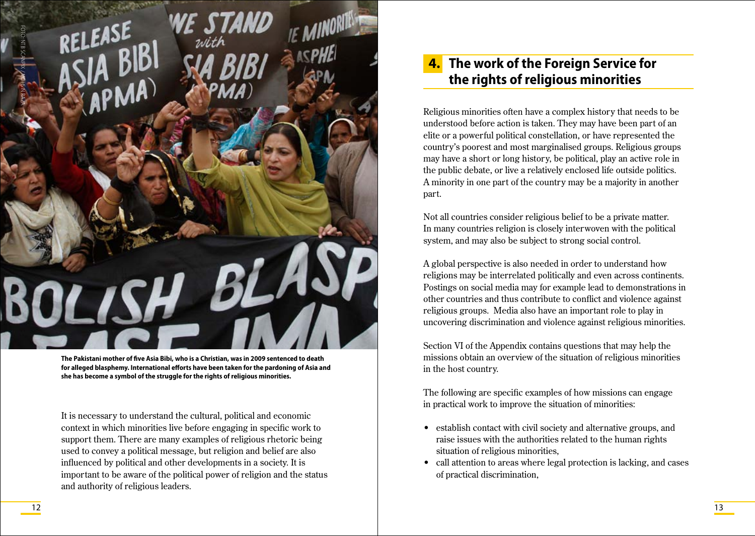**The Pakistani mother of five Asia Bibi, who is a Christian, was in 2009 sentenced to death for alleged blasphemy. International efforts have been taken for the pardoning of Asia and she has become a symbol of the struggle for the rights of religious minorities.**

It is necessary to understand the cultural, political and economic context in which minorities live before engaging in specific work to support them. There are many examples of religious rhetoric being used to convey a political message, but religion and belief are also influenced by political and other developments in a society. It is important to be aware of the political power of religion and the status and authority of religious leaders.

## 4. The work of the Foreign Service for the rights of religious minorities

Religious minorities often have a complex history that needs to be understood before action is taken. They may have been part of an elite or a powerful political constellation, or have represented the country's poorest and most marginalised groups. Religious groups may have a short or long history, be political, play an active role in the public debate, or live a relatively enclosed life outside politics. A minority in one part of the country may be a majority in another part.

Not all countries consider religious belief to be a private matter. In many countries religion is closely interwoven with the political system, and may also be subject to strong social control.

A global perspective is also needed in order to understand how religions may be interrelated politically and even across continents. Postings on social media may for example lead to demonstrations in other countries and thus contribute to conflict and violence against religious groups. Media also have an important role to play in uncovering discrimination and violence against religious minorities.

Section VI of the Appendix contains questions that may help the missions obtain an overview of the situation of religious minorities in the host country.

The following are specific examples of how missions can engage in practical work to improve the situation of minorities:

- establish contact with civil society and alternative groups, and raise issues with the authorities related to the human rights situation of religious minorities,
- call attention to areas where legal protection is lacking, and cases of practical discrimination,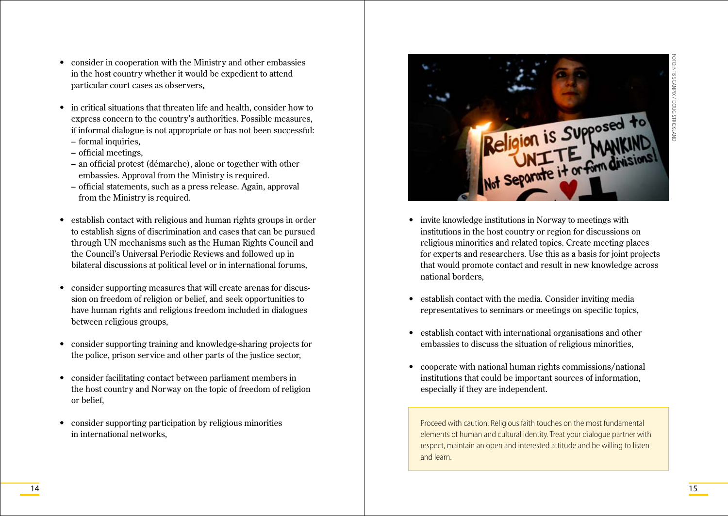- consider in cooperation with the Ministry and other embassies in the host country whether it would be expedient to attend particular court cases as observers,

- in critical situations that threaten life and health, consider how to express concern to the country's authorities. Possible measures, if informal dialogue is not appropriate or has not been successful:
  - formal inquiries,
  - official meetings,
  - an official protest (démarche), alone or together with other embassies. Approval from the Ministry is required.
  - official statements, such as a press release. Again, approval from the Ministry is required.

- establish contact with religious and human rights groups in order to establish signs of discrimination and cases that can be pursued through UN mechanisms such as the Human Rights Council and the Council's Universal Periodic Reviews and followed up in bilateral discussions at political level or in international forums,

- consider supporting measures that will create arenas for discussion on freedom of religion or belief, and seek opportunities to have human rights and religious freedom included in dialogues between religious groups,

- consider supporting training and knowledge-sharing projects for the police, prison service and other parts of the justice sector,

- consider facilitating contact between parliament members in the host country and Norway on the topic of freedom of religion or belief,

- consider supporting participation by religious minorities in international networks,

FOTO: NTB SCANPIX / DOUG STRICKLAND

- invite knowledge institutions in Norway to meetings with institutions in the host country or region for discussions on religious minorities and related topics. Create meeting places for experts and researchers. Use this as a basis for joint projects that would promote contact and result in new knowledge across national borders,

- establish contact with the media. Consider inviting media representatives to seminars or meetings on specific topics,

- establish contact with international organisations and other embassies to discuss the situation of religious minorities,

- cooperate with national human rights commissions/national institutions that could be important sources of information, especially if they are independent.

> Proceed with caution. Religious faith touches on the most fundamental elements of human and cultural identity. Treat your dialogue partner with respect, maintain an open and interested attitude and be willing to listen and learn.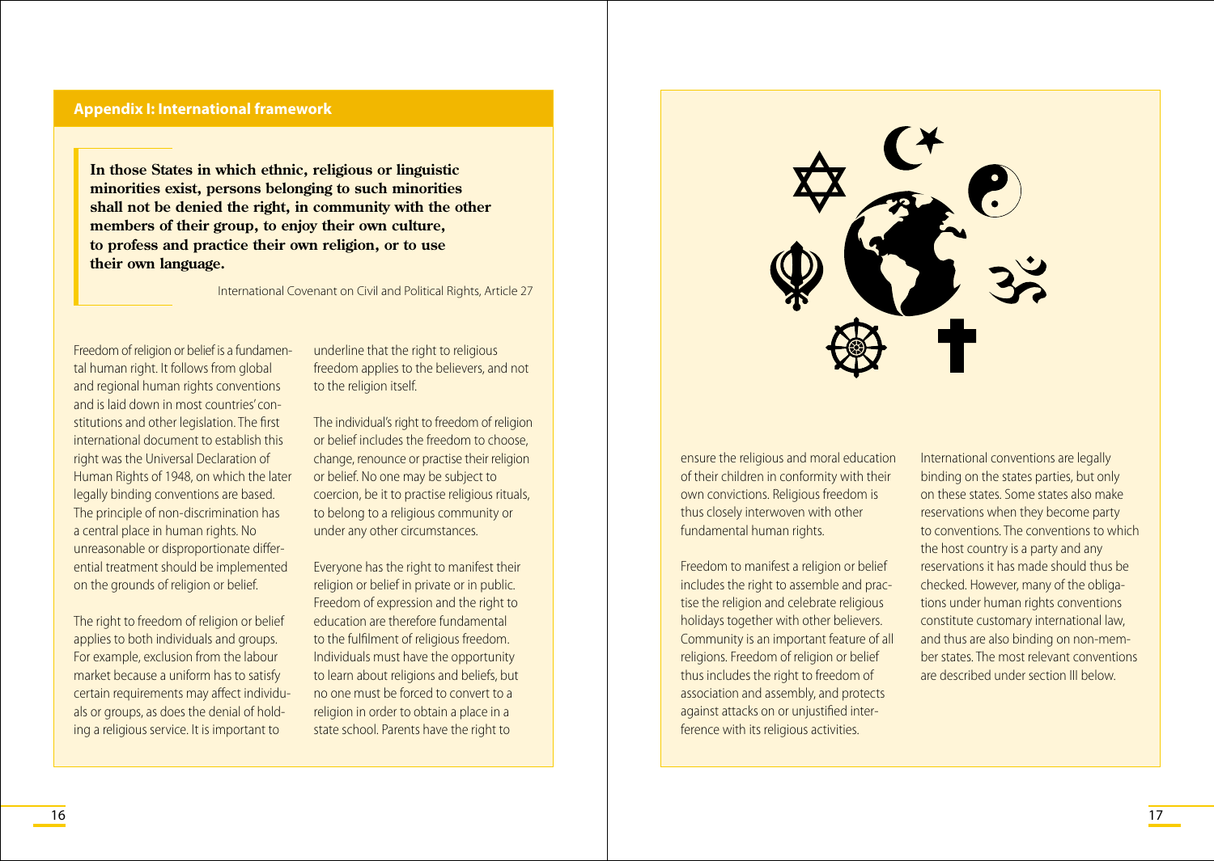## Appendix I: International framework

> **In those States in which ethnic, religious or linguistic minorities exist, persons belonging to such minorities shall not be denied the right, in community with the other members of their group, to enjoy their own culture, to profess and practice their own religion, or to use their own language.**
>
> International Covenant on Civil and Political Rights, Article 27

Freedom of religion or belief is a fundamental human right. It follows from global and regional human rights conventions and is laid down in most countries' constitutions and other legislation. The first international document to establish this right was the Universal Declaration of Human Rights of 1948, on which the later legally binding conventions are based. The principle of non-discrimination has a central place in human rights. No unreasonable or disproportionate differential treatment should be implemented on the grounds of religion or belief.

The right to freedom of religion or belief applies to both individuals and groups. For example, exclusion from the labour market because a uniform has to satisfy certain requirements may affect individuals or groups, as does the denial of holding a religious service. It is important to underline that the right to religious freedom applies to the believers, and not to the religion itself.

The individual's right to freedom of religion or belief includes the freedom to choose, change, renounce or practise their religion or belief. No one may be subject to coercion, be it to practise religious rituals, to belong to a religious community or under any other circumstances.

Everyone has the right to manifest their religion or belief in private or in public. Freedom of expression and the right to education are therefore fundamental to the fulfilment of religious freedom. Individuals must have the opportunity to learn about religions and beliefs, but no one must be forced to convert to a religion in order to obtain a place in a state school. Parents have the right to ensure the religious and moral education of their children in conformity with their own convictions. Religious freedom is thus closely interwoven with other fundamental human rights.

Freedom to manifest a religion or belief includes the right to assemble and practise the religion and celebrate religious holidays together with other believers. Community is an important feature of all religions. Freedom of religion or belief thus includes the right to freedom of association and assembly, and protects against attacks on or unjustified interference with its religious activities.

International conventions are legally binding on the states parties, but only on these states. Some states also make reservations when they become party to conventions. The conventions to which the host country is a party and any reservations it has made should thus be checked. However, many of the obligations under human rights conventions constitute customary international law, and thus are also binding on non-member states. The most relevant conventions are described under section III below.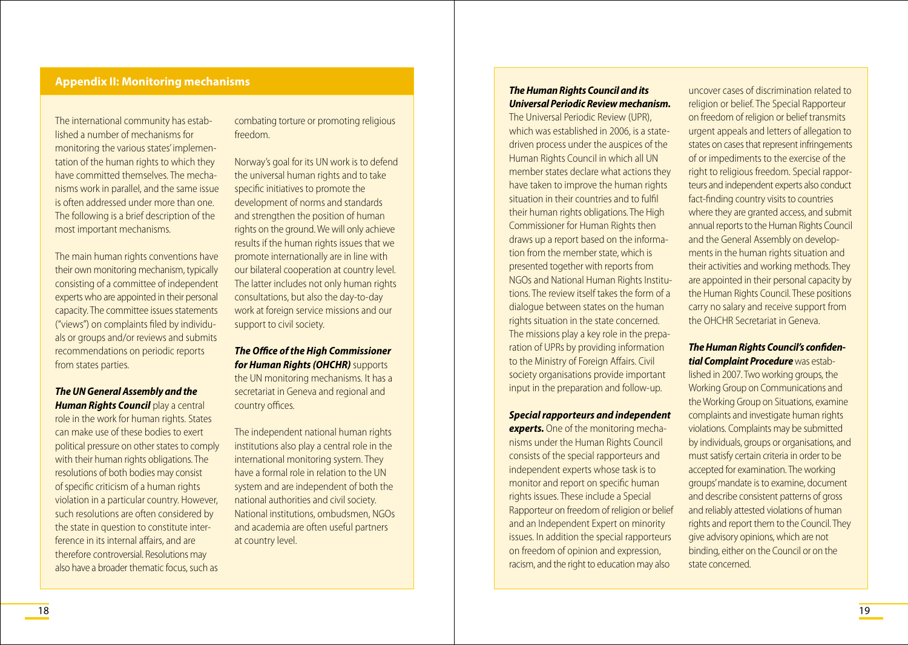## Appendix II: Monitoring mechanisms

The international community has established a number of mechanisms for monitoring the various states' implementation of the human rights to which they have committed themselves. The mechanisms work in parallel, and the same issue is often addressed under more than one. The following is a brief description of the most important mechanisms.

The main human rights conventions have their own monitoring mechanism, typically consisting of a committee of independent experts who are appointed in their personal capacity. The committee issues statements ("views") on complaints filed by individuals or groups and/or reviews and submits recommendations on periodic reports from states parties.

***The UN General Assembly and the Human Rights Council*** play a central role in the work for human rights. States can make use of these bodies to exert political pressure on other states to comply with their human rights obligations. The resolutions of both bodies may consist of specific criticism of a human rights violation in a particular country. However, such resolutions are often considered by the state in question to constitute interference in its internal affairs, and are therefore controversial. Resolutions may also have a broader thematic focus, such as combating torture or promoting religious freedom.

Norway's goal for its UN work is to defend the universal human rights and to take specific initiatives to promote the development of norms and standards and strengthen the position of human rights on the ground. We will only achieve results if the human rights issues that we promote internationally are in line with our bilateral cooperation at country level. The latter includes not only human rights consultations, but also the day-to-day work at foreign service missions and our support to civil society.

***The Office of the High Commissioner for Human Rights (OHCHR)*** supports the UN monitoring mechanisms. It has a secretariat in Geneva and regional and country offices.

The independent national human rights institutions also play a central role in the international monitoring system. They have a formal role in relation to the UN system and are independent of both the national authorities and civil society. National institutions, ombudsmen, NGOs and academia are often useful partners at country level.

***The Human Rights Council and its Universal Periodic Review mechanism.*** The Universal Periodic Review (UPR), which was established in 2006, is a state-driven process under the auspices of the Human Rights Council in which all UN member states declare what actions they have taken to improve the human rights situation in their countries and to fulfil their human rights obligations. The High Commissioner for Human Rights then draws up a report based on the information from the member state, which is presented together with reports from NGOs and National Human Rights Institutions. The review itself takes the form of a dialogue between states on the human rights situation in the state concerned. The missions play a key role in the preparation of UPRs by providing information to the Ministry of Foreign Affairs. Civil society organisations provide important input in the preparation and follow-up.

***Special rapporteurs and independent experts.*** One of the monitoring mechanisms under the Human Rights Council consists of the special rapporteurs and independent experts whose task is to monitor and report on specific human rights issues. These include a Special Rapporteur on freedom of religion or belief and an Independent Expert on minority issues. In addition the special rapporteurs on freedom of opinion and expression, racism, and the right to education may also uncover cases of discrimination related to religion or belief. The Special Rapporteur on freedom of religion or belief transmits urgent appeals and letters of allegation to states on cases that represent infringements of or impediments to the exercise of the right to religious freedom. Special rapporteurs and independent experts also conduct fact-finding country visits to countries where they are granted access, and submit annual reports to the Human Rights Council and the General Assembly on developments in the human rights situation and their activities and working methods. They are appointed in their personal capacity by the Human Rights Council. These positions carry no salary and receive support from the OHCHR Secretariat in Geneva.

***The Human Rights Council's confidential Complaint Procedure*** was established in 2007. Two working groups, the Working Group on Communications and the Working Group on Situations, examine complaints and investigate human rights violations. Complaints may be submitted by individuals, groups or organisations, and must satisfy certain criteria in order to be accepted for examination. The working groups' mandate is to examine, document and describe consistent patterns of gross and reliably attested violations of human rights and report them to the Council. They give advisory opinions, which are not binding, either on the Council or on the state concerned.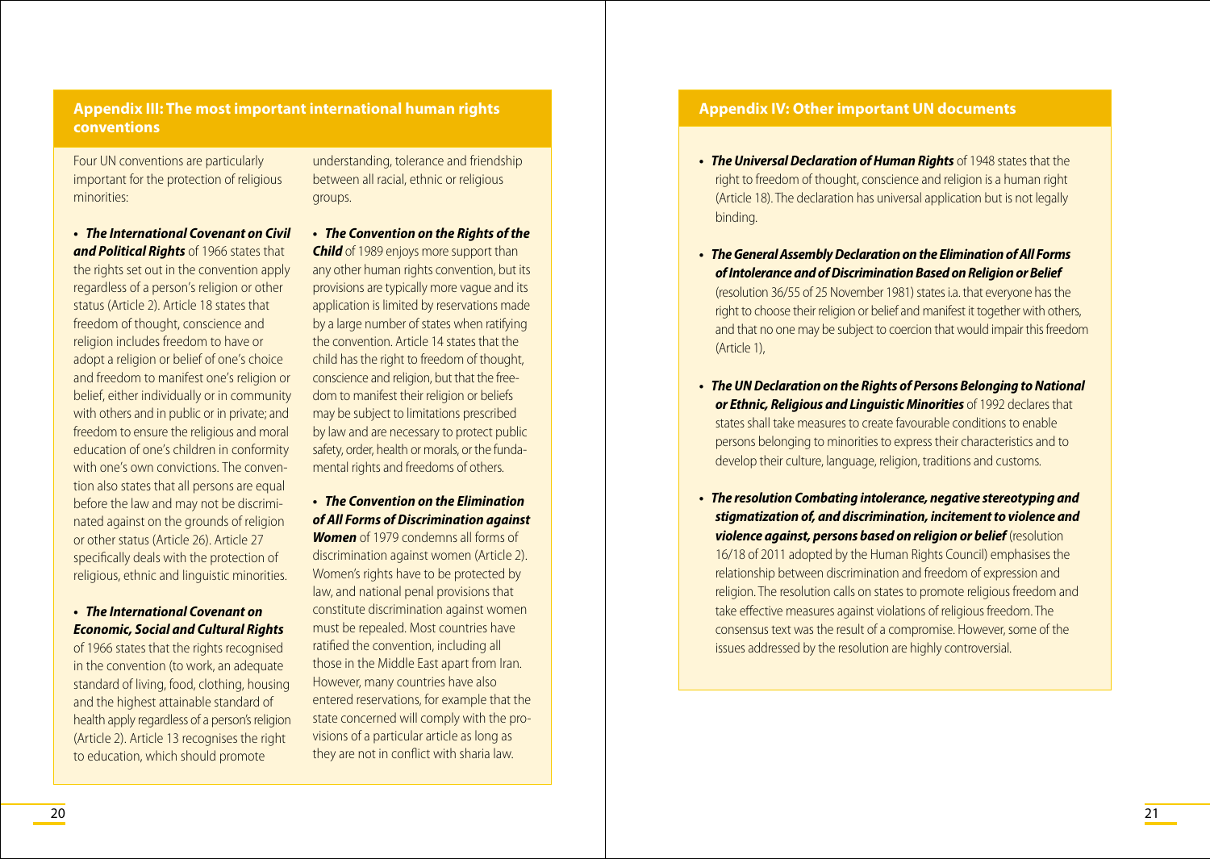## Appendix III: The most important international human rights conventions

Four UN conventions are particularly important for the protection of religious minorities:

- ***The International Covenant on Civil and Political Rights*** of 1966 states that the rights set out in the convention apply regardless of a person's religion or other status (Article 2). Article 18 states that freedom of thought, conscience and religion includes freedom to have or adopt a religion or belief of one's choice and freedom to manifest one's religion or belief, either individually or in community with others and in public or in private; and freedom to ensure the religious and moral education of one's children in conformity with one's own convictions. The convention also states that all persons are equal before the law and may not be discriminated against on the grounds of religion or other status (Article 26). Article 27 specifically deals with the protection of religious, ethnic and linguistic minorities.

- ***The International Covenant on Economic, Social and Cultural Rights*** of 1966 states that the rights recognised in the convention (to work, an adequate standard of living, food, clothing, housing and the highest attainable standard of health apply regardless of a person's religion (Article 2). Article 13 recognises the right to education, which should promote understanding, tolerance and friendship between all racial, ethnic or religious groups.

- ***The Convention on the Rights of the Child*** of 1989 enjoys more support than any other human rights convention, but its provisions are typically more vague and its application is limited by reservations made by a large number of states when ratifying the convention. Article 14 states that the child has the right to freedom of thought, conscience and religion, but that the freedom to manifest their religion or beliefs may be subject to limitations prescribed by law and are necessary to protect public safety, order, health or morals, or the fundamental rights and freedoms of others.

- ***The Convention on the Elimination of All Forms of Discrimination against Women*** of 1979 condemns all forms of discrimination against women (Article 2). Women's rights have to be protected by law, and national penal provisions that constitute discrimination against women must be repealed. Most countries have ratified the convention, including all those in the Middle East apart from Iran. However, many countries have also entered reservations, for example that the state concerned will comply with the provisions of a particular article as long as they are not in conflict with sharia law.

## Appendix IV: Other important UN documents

- ***The Universal Declaration of Human Rights*** of 1948 states that the right to freedom of thought, conscience and religion is a human right (Article 18). The declaration has universal application but is not legally binding.

- ***The General Assembly Declaration on the Elimination of All Forms of Intolerance and of Discrimination Based on Religion or Belief*** (resolution 36/55 of 25 November 1981) states i.a. that everyone has the right to choose their religion or belief and manifest it together with others, and that no one may be subject to coercion that would impair this freedom (Article 1),

- ***The UN Declaration on the Rights of Persons Belonging to National or Ethnic, Religious and Linguistic Minorities*** of 1992 declares that states shall take measures to create favourable conditions to enable persons belonging to minorities to express their characteristics and to develop their culture, language, religion, traditions and customs.

- ***The resolution Combating intolerance, negative stereotyping and stigmatization of, and discrimination, incitement to violence and violence against, persons based on religion or belief*** (resolution 16/18 of 2011 adopted by the Human Rights Council) emphasises the relationship between discrimination and freedom of expression and religion. The resolution calls on states to promote religious freedom and take effective measures against violations of religious freedom. The consensus text was the result of a compromise. However, some of the issues addressed by the resolution are highly controversial.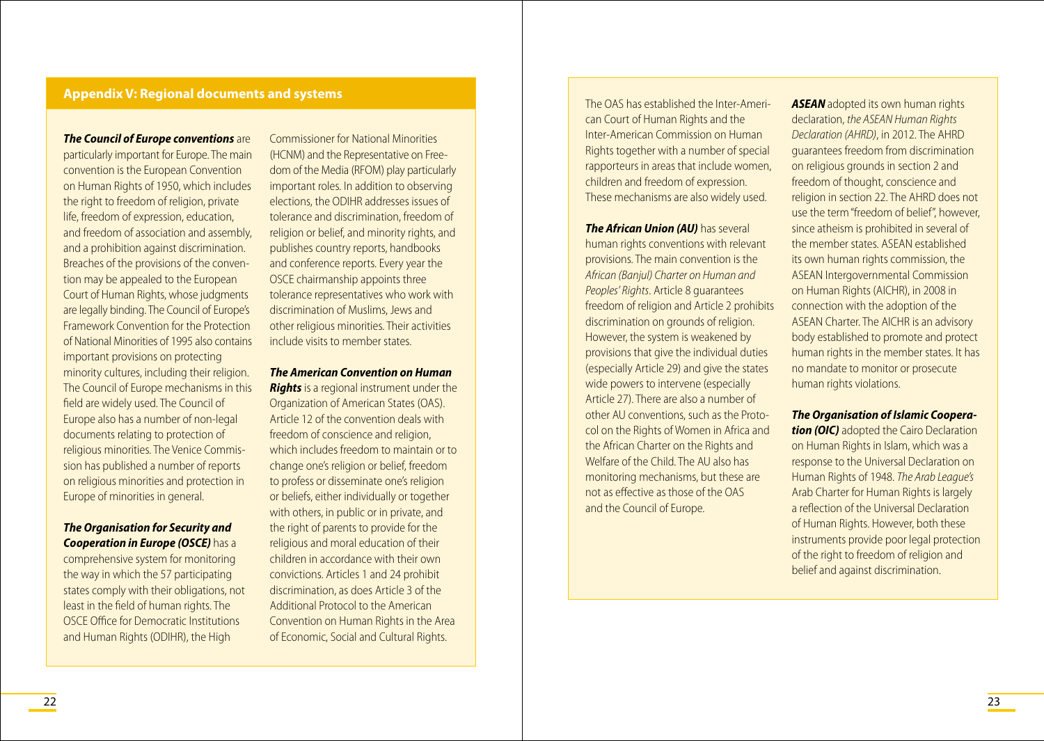## Appendix V: Regional documents and systems

***The Council of Europe conventions*** are particularly important for Europe. The main convention is the European Convention on Human Rights of 1950, which includes the right to freedom of religion, private life, freedom of expression, education, and freedom of association and assembly, and a prohibition against discrimination. Breaches of the provisions of the convention may be appealed to the European Court of Human Rights, whose judgments are legally binding. The Council of Europe's Framework Convention for the Protection of National Minorities of 1995 also contains important provisions on protecting minority cultures, including their religion. The Council of Europe mechanisms in this field are widely used. The Council of Europe also has a number of non-legal documents relating to protection of religious minorities. The Venice Commission has published a number of reports on religious minorities and protection in Europe of minorities in general.

***The Organisation for Security and Cooperation in Europe (OSCE)*** has a comprehensive system for monitoring the way in which the 57 participating states comply with their obligations, not least in the field of human rights. The OSCE Office for Democratic Institutions and Human Rights (ODIHR), the High Commissioner for National Minorities (HCNM) and the Representative on Freedom of the Media (RFOM) play particularly important roles. In addition to observing elections, the ODIHR addresses issues of tolerance and discrimination, freedom of religion or belief, and minority rights, and publishes country reports, handbooks and conference reports. Every year the OSCE chairmanship appoints three tolerance representatives who work with discrimination of Muslims, Jews and other religious minorities. Their activities include visits to member states.

***The American Convention on Human Rights*** is a regional instrument under the Organization of American States (OAS). Article 12 of the convention deals with freedom of conscience and religion, which includes freedom to maintain or to change one's religion or belief, freedom to profess or disseminate one's religion or beliefs, either individually or together with others, in public or in private, and the right of parents to provide for the religious and moral education of their children in accordance with their own convictions. Articles 1 and 24 prohibit discrimination, as does Article 3 of the Additional Protocol to the American Convention on Human Rights in the Area of Economic, Social and Cultural Rights.

The OAS has established the Inter-American Court of Human Rights and the Inter-American Commission on Human Rights together with a number of special rapporteurs in areas that include women, children and freedom of expression. These mechanisms are also widely used.

***The African Union (AU)*** has several human rights conventions with relevant provisions. The main convention is the *African (Banjul) Charter on Human and Peoples' Rights*. Article 8 guarantees freedom of religion and Article 2 prohibits discrimination on grounds of religion. However, the system is weakened by provisions that give the individual duties (especially Article 29) and give the states wide powers to intervene (especially Article 27). There are also a number of other AU conventions, such as the Protocol on the Rights of Women in Africa and the African Charter on the Rights and Welfare of the Child. The AU also has monitoring mechanisms, but these are not as effective as those of the OAS and the Council of Europe.

***ASEAN*** adopted its own human rights declaration, *the ASEAN Human Rights Declaration (AHRD)*, in 2012. The AHRD guarantees freedom from discrimination on religious grounds in section 2 and freedom of thought, conscience and religion in section 22. The AHRD does not use the term "freedom of belief", however, since atheism is prohibited in several of the member states. ASEAN established its own human rights commission, the ASEAN Intergovernmental Commission on Human Rights (AICHR), in 2008 in connection with the adoption of the ASEAN Charter. The AICHR is an advisory body established to promote and protect human rights in the member states. It has no mandate to monitor or prosecute human rights violations.

***The Organisation of Islamic Cooperation (OIC)*** adopted the Cairo Declaration on Human Rights in Islam, which was a response to the Universal Declaration on Human Rights of 1948. *The Arab League's* Arab Charter for Human Rights is largely a reflection of the Universal Declaration of Human Rights. However, both these instruments provide poor legal protection of the right to freedom of religion and belief and against discrimination.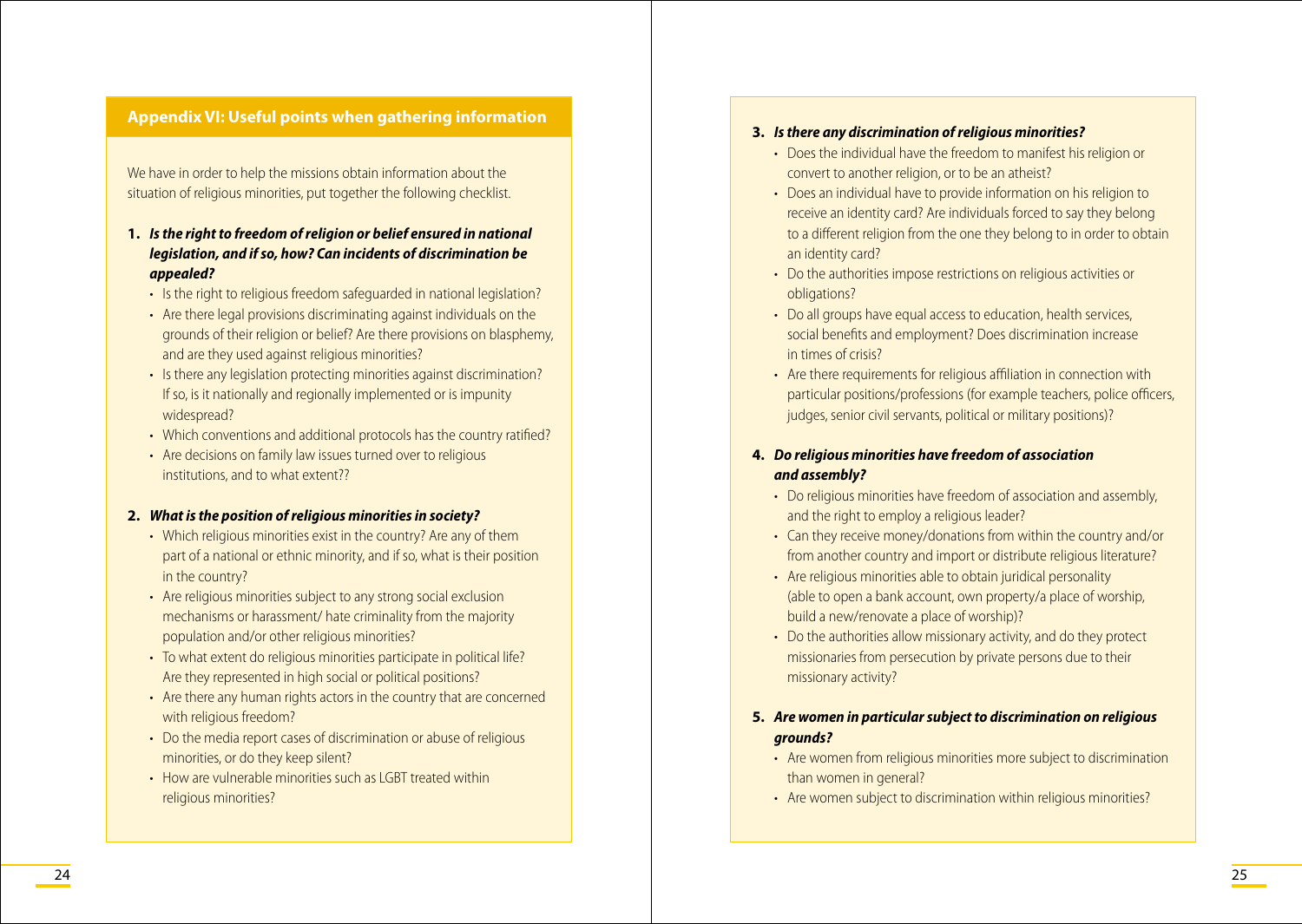## Appendix VI: Useful points when gathering information

We have in order to help the missions obtain information about the situation of religious minorities, put together the following checklist.

1. ***Is the right to freedom of religion or belief ensured in national legislation, and if so, how? Can incidents of discrimination be appealed?***
   - Is the right to religious freedom safeguarded in national legislation?
   - Are there legal provisions discriminating against individuals on the grounds of their religion or belief? Are there provisions on blasphemy, and are they used against religious minorities?
   - Is there any legislation protecting minorities against discrimination? If so, is it nationally and regionally implemented or is impunity widespread?
   - Which conventions and additional protocols has the country ratified?
   - Are decisions on family law issues turned over to religious institutions, and to what extent??

2. ***What is the position of religious minorities in society?***
   - Which religious minorities exist in the country? Are any of them part of a national or ethnic minority, and if so, what is their position in the country?
   - Are religious minorities subject to any strong social exclusion mechanisms or harassment/ hate criminality from the majority population and/or other religious minorities?
   - To what extent do religious minorities participate in political life? Are they represented in high social or political positions?
   - Are there any human rights actors in the country that are concerned with religious freedom?
   - Do the media report cases of discrimination or abuse of religious minorities, or do they keep silent?
   - How are vulnerable minorities such as LGBT treated within religious minorities?

3. ***Is there any discrimination of religious minorities?***
   - Does the individual have the freedom to manifest his religion or convert to another religion, or to be an atheist?
   - Does an individual have to provide information on his religion to receive an identity card? Are individuals forced to say they belong to a different religion from the one they belong to in order to obtain an identity card?
   - Do the authorities impose restrictions on religious activities or obligations?
   - Do all groups have equal access to education, health services, social benefits and employment? Does discrimination increase in times of crisis?
   - Are there requirements for religious affiliation in connection with particular positions/professions (for example teachers, police officers, judges, senior civil servants, political or military positions)?

4. ***Do religious minorities have freedom of association and assembly?***
   - Do religious minorities have freedom of association and assembly, and the right to employ a religious leader?
   - Can they receive money/donations from within the country and/or from another country and import or distribute religious literature?
   - Are religious minorities able to obtain juridical personality (able to open a bank account, own property/a place of worship, build a new/renovate a place of worship)?
   - Do the authorities allow missionary activity, and do they protect missionaries from persecution by private persons due to their missionary activity?

5. ***Are women in particular subject to discrimination on religious grounds?***
   - Are women from religious minorities more subject to discrimination than women in general?
   - Are women subject to discrimination within religious minorities?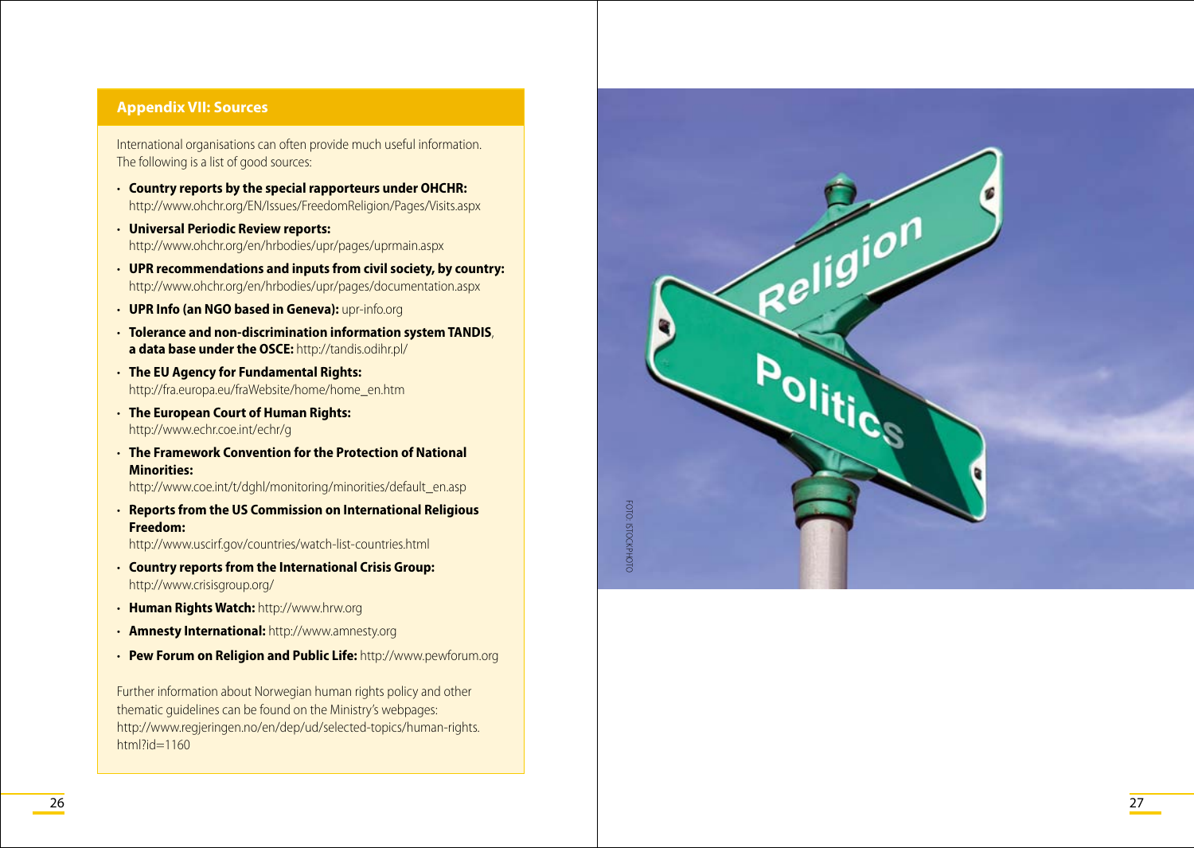## Appendix VII: Sources

International organisations can often provide much useful information. The following is a list of good sources:

- **Country reports by the special rapporteurs under OHCHR:** http://www.ohchr.org/EN/Issues/FreedomReligion/Pages/Visits.aspx
- **Universal Periodic Review reports:** http://www.ohchr.org/en/hrbodies/upr/pages/uprmain.aspx
- **UPR recommendations and inputs from civil society, by country:** http://www.ohchr.org/en/hrbodies/upr/pages/documentation.aspx
- **UPR Info (an NGO based in Geneva):** upr-info.org
- **Tolerance and non-discrimination information system TANDIS, a data base under the OSCE:** http://tandis.odihr.pl/
- **The EU Agency for Fundamental Rights:** http://fra.europa.eu/fraWebsite/home/home_en.htm
- **The European Court of Human Rights:** http://www.echr.coe.int/echr/g
- **The Framework Convention for the Protection of National Minorities:** http://www.coe.int/t/dghl/monitoring/minorities/default_en.asp
- **Reports from the US Commission on International Religious Freedom:** http://www.uscirf.gov/countries/watch-list-countries.html
- **Country reports from the International Crisis Group:** http://www.crisisgroup.org/
- **Human Rights Watch:** http://www.hrw.org
- **Amnesty International:** http://www.amnesty.org
- **Pew Forum on Religion and Public Life:** http://www.pewforum.org

Further information about Norwegian human rights policy and other thematic guidelines can be found on the Ministry's webpages: http://www.regjeringen.no/en/dep/ud/selected-topics/human-rights.html?id=1160

FOTO: ISTOCKPHOTO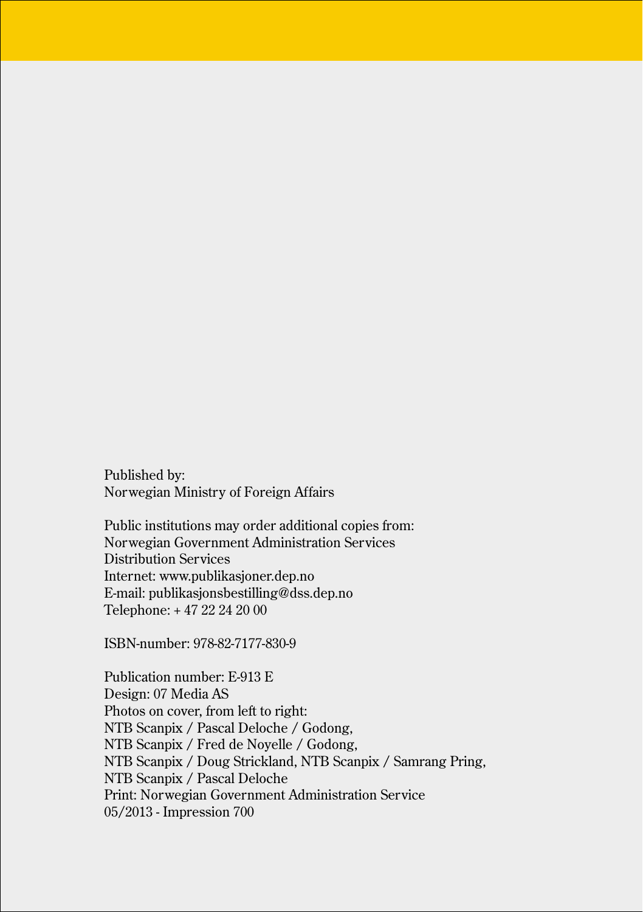Published by:
Norwegian Ministry of Foreign Affairs

Public institutions may order additional copies from:
Norwegian Government Administration Services
Distribution Services
Internet: www.publikasjoner.dep.no
E-mail: publikasjonsbestilling@dss.dep.no
Telephone: + 47 22 24 20 00

ISBN-number: 978-82-7177-830-9

Publication number: E-913 E
Design: 07 Media AS
Photos on cover, from left to right:
NTB Scanpix / Pascal Deloche / Godong,
NTB Scanpix / Fred de Noyelle / Godong,
NTB Scanpix / Doug Strickland, NTB Scanpix / Samrang Pring,
NTB Scanpix / Pascal Deloche
Print: Norwegian Government Administration Service
05/2013 - Impression 700